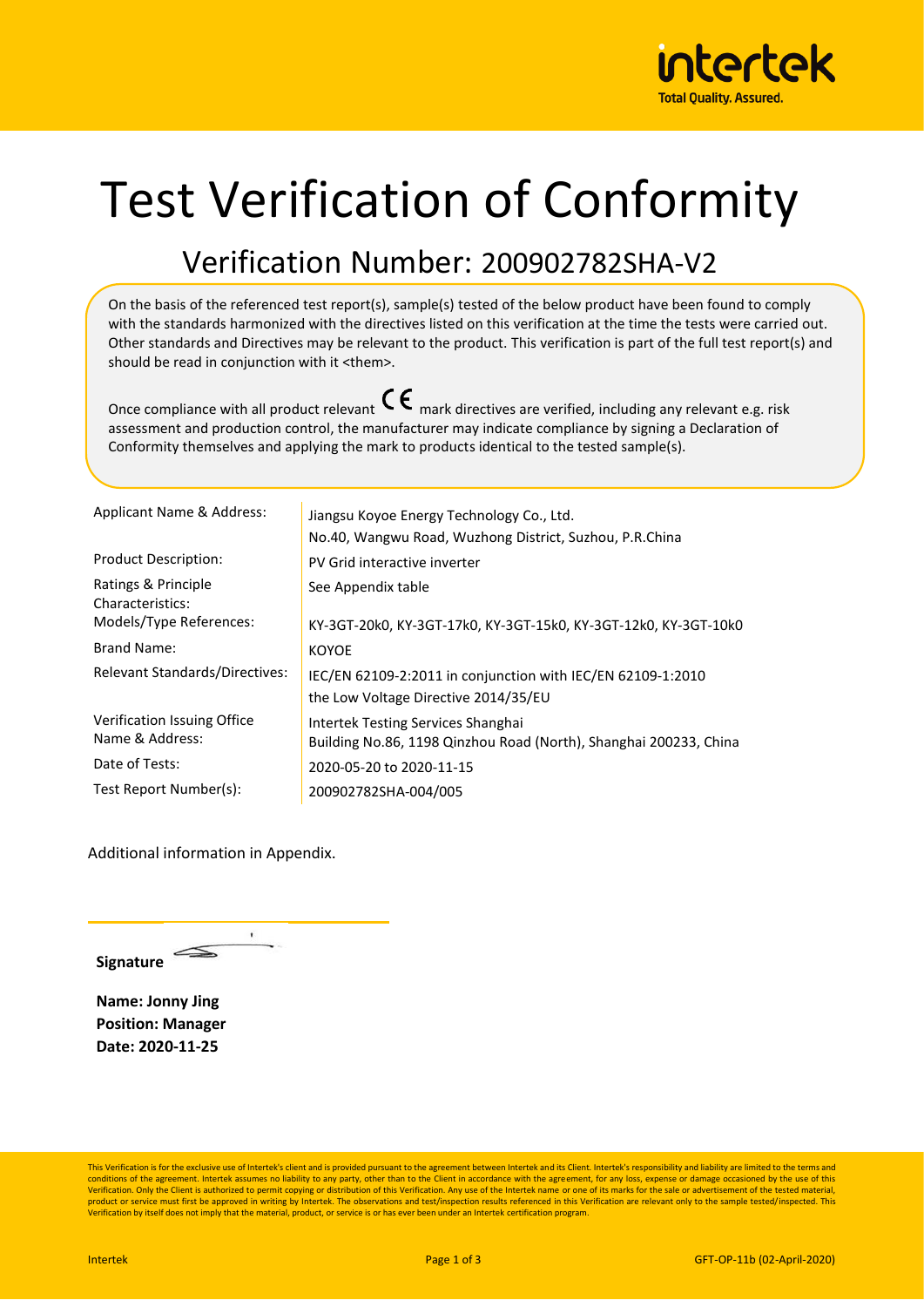# Test Verification of Conformity

## Verification Number: 200902782SHA-V2

On the basis of the referenced test report(s), sample(s) tested of the below product have been found to comply with the standards harmonized with the directives listed on this verification at the time the tests were carried out. Other standards and Directives may be relevant to the product. This verification is part of the full test report(s) and should be read in conjunction with it <them>.

Once compliance with all product relevant CE mark directives are verified, including any relevant e.g. risk assessment and production control, the manufacturer may indicate compliance by signing a Declaration of Conformity themselves and applying the mark to products identical to the tested sample(s).

| | |
|---|---|
| Applicant Name & Address: | Jiangsu Koyoe Energy Technology Co., Ltd.<br>No.40, Wangwu Road, Wuzhong District, Suzhou, P.R.China |
| Product Description: | PV Grid interactive inverter |
| Ratings & Principle Characteristics: | See Appendix table |
| Models/Type References: | KY-3GT-20k0, KY-3GT-17k0, KY-3GT-15k0, KY-3GT-12k0, KY-3GT-10k0 |
| Brand Name: | KOYOE |
| Relevant Standards/Directives: | IEC/EN 62109-2:2011 in conjunction with IEC/EN 62109-1:2010<br>the Low Voltage Directive 2014/35/EU |
| Verification Issuing Office Name & Address: | Intertek Testing Services Shanghai<br>Building No.86, 1198 Qinzhou Road (North), Shanghai 200233, China |
| Date of Tests: | 2020-05-20 to 2020-11-15 |
| Test Report Number(s): | 200902782SHA-004/005 |

Additional information in Appendix.

**Signature**

**Name: Jonny Jing**
**Position: Manager**
**Date: 2020-11-25**

This Verification is for the exclusive use of Intertek's client and is provided pursuant to the agreement between Intertek and its Client. Intertek's responsibility and liability are limited to the terms and conditions of the agreement. Intertek assumes no liability to any party, other than to the Client in accordance with the agreement, for any loss, expense or damage occasioned by the use of this Verification. Only the Client is authorized to permit copying or distribution of this Verification. Any use of the Intertek name or one of its marks for the sale or advertisement of the tested material, product or service must first be approved in writing by Intertek. The observations and test/inspection results referenced in this Verification are relevant only to the sample tested/inspected. This Verification by itself does not imply that the material, product, or service is or has ever been under an Intertek certification program.

GFT-OP-11b (02-April-2020)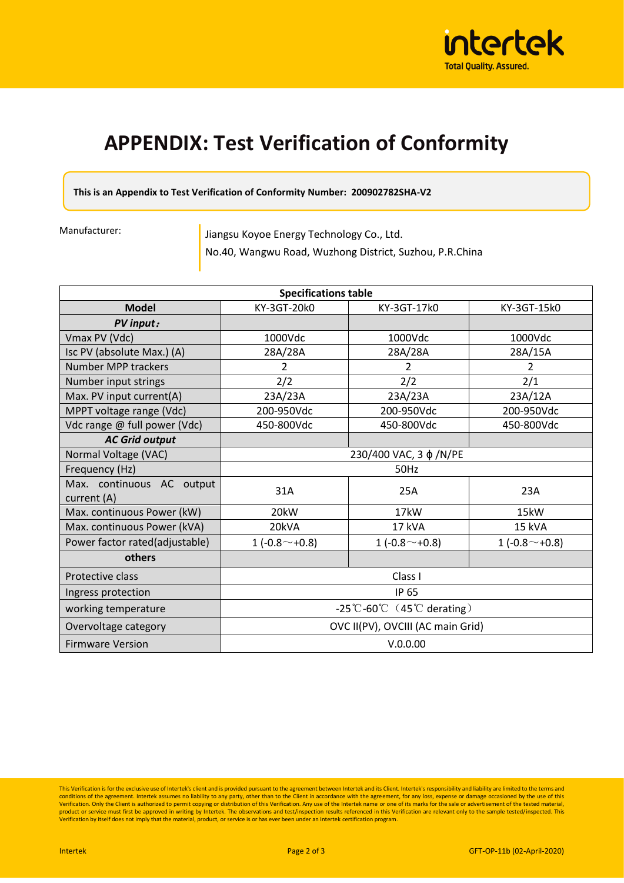# APPENDIX: Test Verification of Conformity

**This is an Appendix to Test Verification of Conformity Number: 200902782SHA-V2**

Manufacturer: Jiangsu Koyoe Energy Technology Co., Ltd.
No.40, Wangwu Road, Wuzhong District, Suzhou, P.R.China

| Specifications table | | | |
|---|---|---|---|
| **Model** | KY-3GT-20k0 | KY-3GT-17k0 | KY-3GT-15k0 |
| ***PV input：*** | | | |
| Vmax PV (Vdc) | 1000Vdc | 1000Vdc | 1000Vdc |
| Isc PV (absolute Max.) (A) | 28A/28A | 28A/28A | 28A/15A |
| Number MPP trackers | 2 | 2 | 2 |
| Number input strings | 2/2 | 2/2 | 2/1 |
| Max. PV input current(A) | 23A/23A | 23A/23A | 23A/12A |
| MPPT voltage range (Vdc) | 200-950Vdc | 200-950Vdc | 200-950Vdc |
| Vdc range @ full power (Vdc) | 450-800Vdc | 450-800Vdc | 450-800Vdc |
| ***AC Grid output*** | | | |
| Normal Voltage (VAC) | 230/400 VAC, 3 ϕ /N/PE | | |
| Frequency (Hz) | 50Hz | | |
| Max. continuous AC output current (A) | 31A | 25A | 23A |
| Max. continuous Power (kW) | 20kW | 17kW | 15kW |
| Max. continuous Power (kVA) | 20kVA | 17 kVA | 15 kVA |
| Power factor rated(adjustable) | 1 (-0.8～+0.8) | 1 (-0.8～+0.8) | 1 (-0.8～+0.8) |
| **others** | | | |
| Protective class | Class I | | |
| Ingress protection | IP 65 | | |
| working temperature | -25℃-60℃（45℃ derating） | | |
| Overvoltage category | OVC II(PV), OVCIII (AC main Grid) | | |
| Firmware Version | V.0.0.00 | | |

This Verification is for the exclusive use of Intertek's client and is provided pursuant to the agreement between Intertek and its Client. Intertek's responsibility and liability are limited to the terms and conditions of the agreement. Intertek assumes no liability to any party, other than to the Client in accordance with the agreement, for any loss, expense or damage occasioned by the use of this Verification. Only the Client is authorized to permit copying or distribution of this Verification. Any use of the Intertek name or one of its marks for the sale or advertisement of the tested material, product or service must first be approved in writing by Intertek. The observations and test/inspection results referenced in this Verification are relevant only to the sample tested/inspected. This Verification by itself does not imply that the material, product, or service is or has ever been under an Intertek certification program.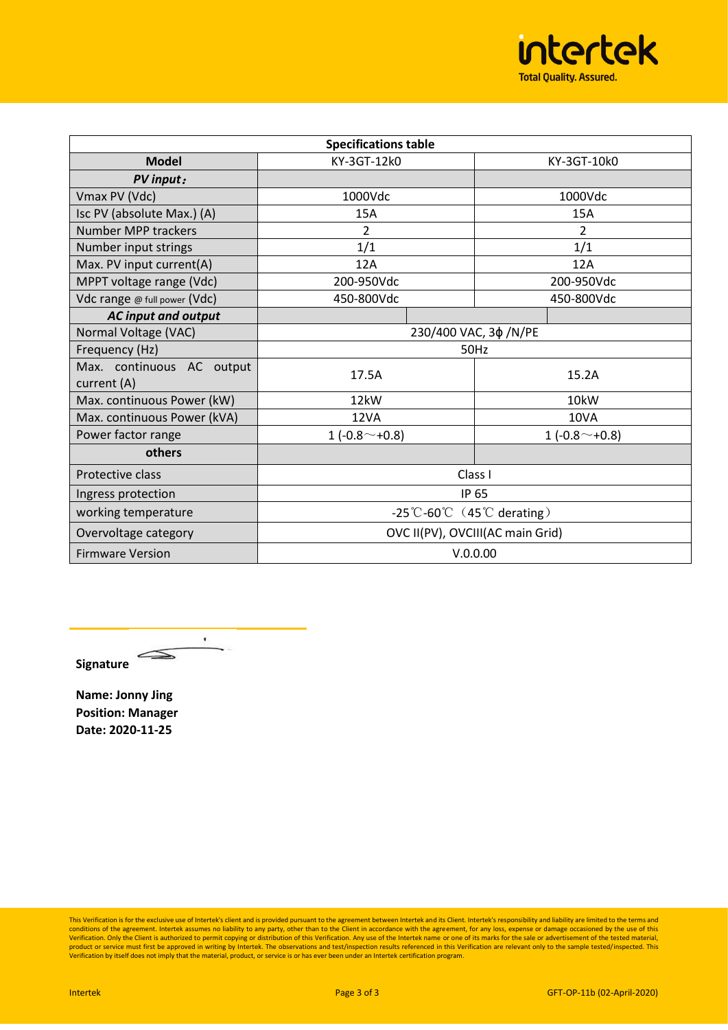| Specifications table | | |
|---|---|---|
| **Model** | KY-3GT-12k0 | KY-3GT-10k0 |
| ***PV input：*** | | |
| Vmax PV (Vdc) | 1000Vdc | 1000Vdc |
| Isc PV (absolute Max.) (A) | 15A | 15A |
| Number MPP trackers | 2 | 2 |
| Number input strings | 1/1 | 1/1 |
| Max. PV input current(A) | 12A | 12A |
| MPPT voltage range (Vdc) | 200-950Vdc | 200-950Vdc |
| Vdc range @ full power (Vdc) | 450-800Vdc | 450-800Vdc |
| ***AC input and output*** | | |
| Normal Voltage (VAC) | 230/400 VAC, 3ϕ /N/PE | |
| Frequency (Hz) | 50Hz | |
| Max. continuous AC output current (A) | 17.5A | 15.2A |
| Max. continuous Power (kW) | 12kW | 10kW |
| Max. continuous Power (kVA) | 12VA | 10VA |
| Power factor range | 1 (-0.8～+0.8) | 1 (-0.8～+0.8) |
| **others** | | |
| Protective class | Class I | |
| Ingress protection | IP 65 | |
| working temperature | -25℃-60℃（45℃ derating） | |
| Overvoltage category | OVC II(PV), OVCIII(AC main Grid) | |
| Firmware Version | V.0.0.00 | |

**Signature**

**Name: Jonny Jing**
**Position: Manager**
**Date: 2020-11-25**

This Verification is for the exclusive use of Intertek's client and is provided pursuant to the agreement between Intertek and its Client. Intertek's responsibility and liability are limited to the terms and conditions of the agreement. Intertek assumes no liability to any party, other than to the Client in accordance with the agreement, for any loss, expense or damage occasioned by the use of this Verification. Only the Client is authorized to permit copying or distribution of this Verification. Any use of the Intertek name or one of its marks for the sale or advertisement of the tested material, product or service must first be approved in writing by Intertek. The observations and test/inspection results referenced in this Verification are relevant only to the sample tested/inspected. This Verification by itself does not imply that the material, product, or service is or has ever been under an Intertek certification program.